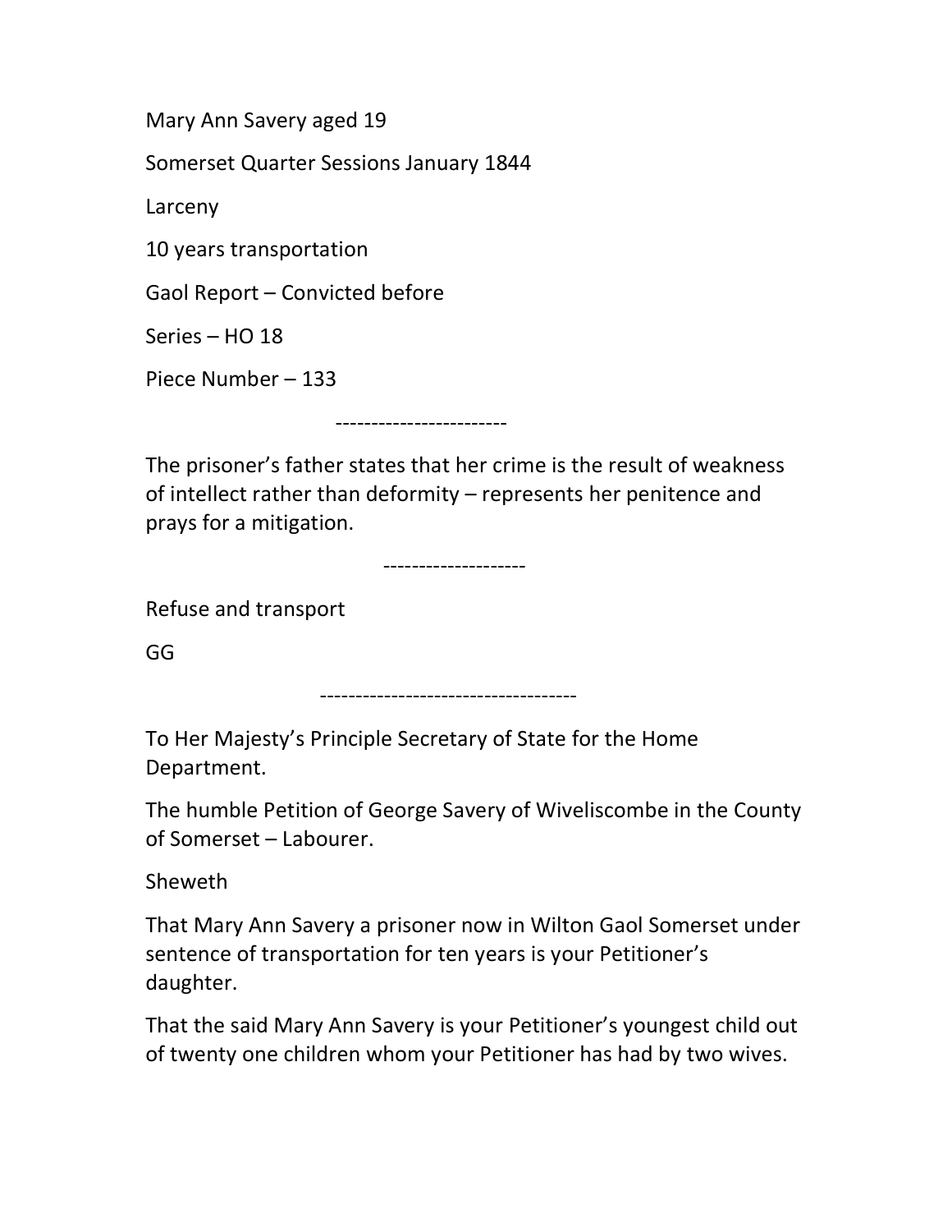Mary Ann Savery aged 19

Somerset Quarter Sessions January 1844

Larceny

10 years transportation

Gaol Report – Convicted before

Series – HO 18

Piece Number – 133

------------------------

The prisoner's father states that her crime is the result of weakness of intellect rather than deformity – represents her penitence and prays for a mitigation.

--------------------

Refuse and transport

GG

------------------------------------

To Her Majesty's Principle Secretary of State for the Home Department.

The humble Petition of George Savery of Wiveliscombe in the County of Somerset – Labourer.

Sheweth

That Mary Ann Savery a prisoner now in Wilton Gaol Somerset under sentence of transportation for ten years is your Petitioner's daughter.

That the said Mary Ann Savery is your Petitioner's youngest child out of twenty one children whom your Petitioner has had by two wives.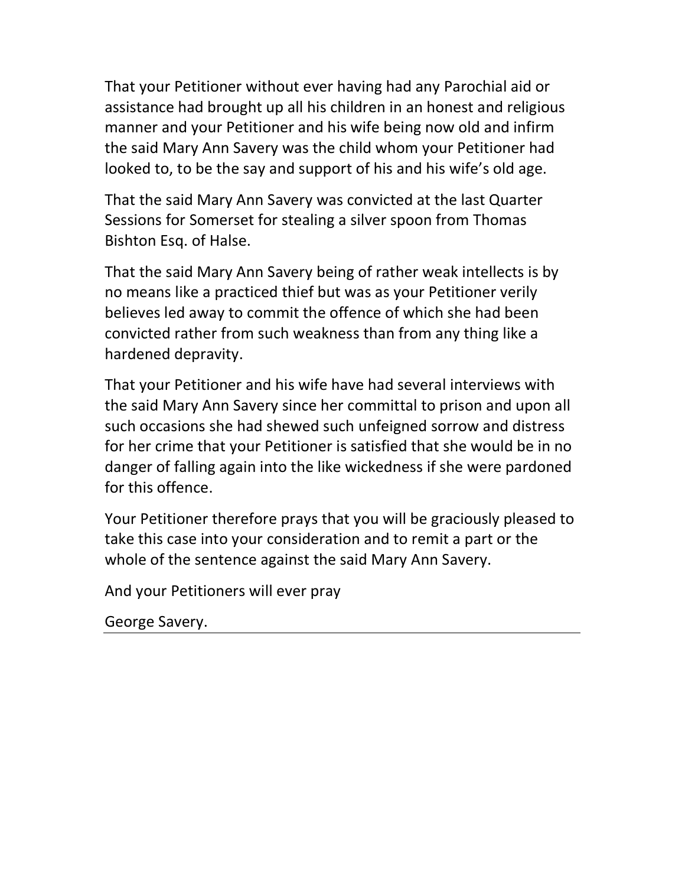That your Petitioner without ever having had any Parochial aid or assistance had brought up all his children in an honest and religious manner and your Petitioner and his wife being now old and infirm the said Mary Ann Savery was the child whom your Petitioner had looked to, to be the say and support of his and his wife's old age.

That the said Mary Ann Savery was convicted at the last Quarter Sessions for Somerset for stealing a silver spoon from Thomas Bishton Esq. of Halse.

That the said Mary Ann Savery being of rather weak intellects is by no means like a practiced thief but was as your Petitioner verily believes led away to commit the offence of which she had been convicted rather from such weakness than from any thing like a hardened depravity.

That your Petitioner and his wife have had several interviews with the said Mary Ann Savery since her committal to prison and upon all such occasions she had shewed such unfeigned sorrow and distress for her crime that your Petitioner is satisfied that she would be in no danger of falling again into the like wickedness if she were pardoned for this offence.

Your Petitioner therefore prays that you will be graciously pleased to take this case into your consideration and to remit a part or the whole of the sentence against the said Mary Ann Savery.

And your Petitioners will ever pray

George Savery.